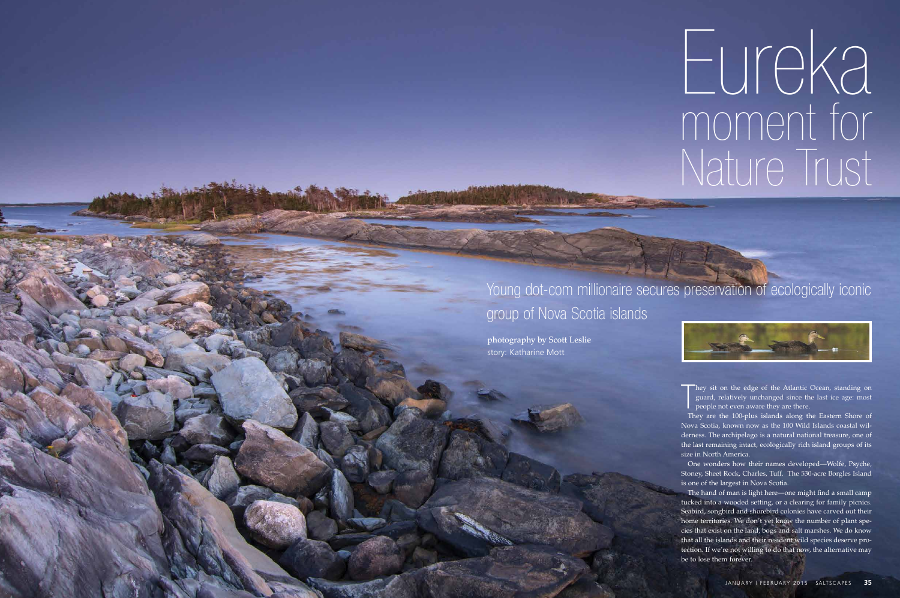# Eureka moment for Nature Trust

## Young dot-com millionaire secures preservation of ecologically iconic group of Nova Scotia islands

**photography by Scott Leslie**
story: Katharine Mott

They sit on the edge of the Atlantic Ocean, standing on guard, relatively unchanged since the last ice age: most people not even aware they are there.

They are the 100-plus islands along the Eastern Shore of Nova Scotia, known now as the 100 Wild Islands coastal wilderness. The archipelago is a natural national treasure, one of the last remaining intact, ecologically rich island groups of its size in North America.

One wonders how their names developed—Wolfe, Psyche, Stoney, Sheet Rock, Charles, Tuff. The 530-acre Borgles Island is one of the largest in Nova Scotia.

The hand of man is light here—one might find a small camp tucked into a wooded setting, or a clearing for family picnics. Seabird, songbird and shorebird colonies have carved out their home territories. We don't yet know the number of plant species that exist on the land, bogs and salt marshes. We do know that all the islands and their resident wild species deserve protection. If we're not willing to do that now, the alternative may be to lose them forever.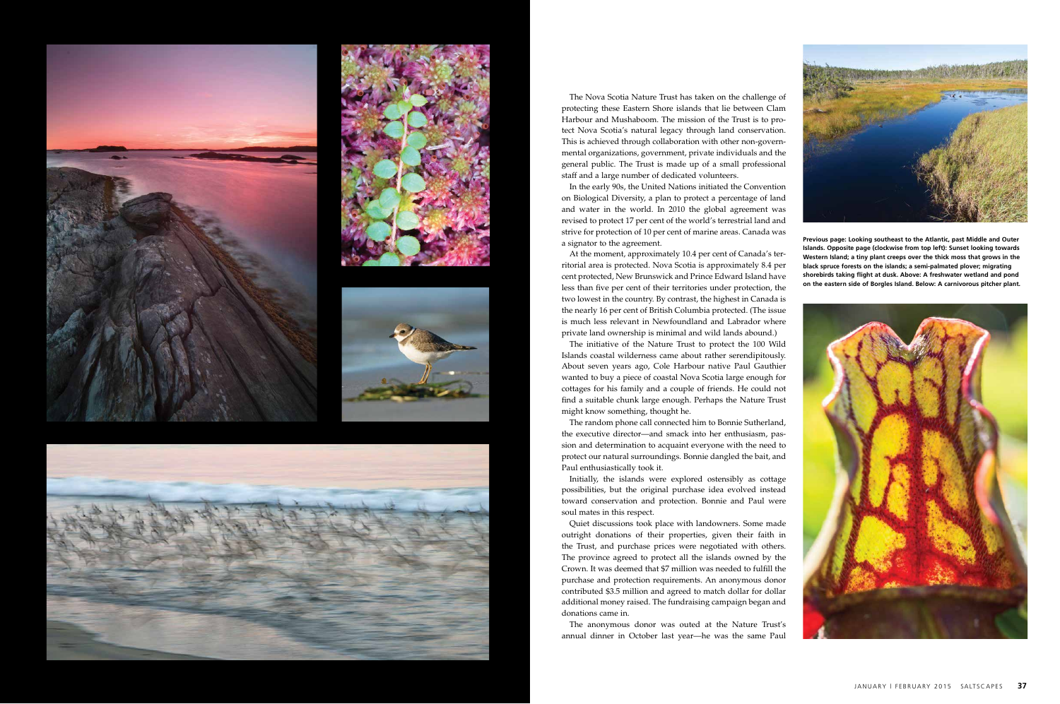The Nova Scotia Nature Trust has taken on the challenge of protecting these Eastern Shore islands that lie between Clam Harbour and Mushaboom. The mission of the Trust is to protect Nova Scotia's natural legacy through land conservation. This is achieved through collaboration with other non-governmental organizations, government, private individuals and the general public. The Trust is made up of a small professional staff and a large number of dedicated volunteers.

In the early 90s, the United Nations initiated the Convention on Biological Diversity, a plan to protect a percentage of land and water in the world. In 2010 the global agreement was revised to protect 17 per cent of the world's terrestrial land and strive for protection of 10 per cent of marine areas. Canada was a signator to the agreement.

At the moment, approximately 10.4 per cent of Canada's territorial area is protected. Nova Scotia is approximately 8.4 per cent protected, New Brunswick and Prince Edward Island have less than five per cent of their territories under protection, the two lowest in the country. By contrast, the highest in Canada is the nearly 16 per cent of British Columbia protected. (The issue is much less relevant in Newfoundland and Labrador where private land ownership is minimal and wild lands abound.)

The initiative of the Nature Trust to protect the 100 Wild Islands coastal wilderness came about rather serendipitously. About seven years ago, Cole Harbour native Paul Gauthier wanted to buy a piece of coastal Nova Scotia large enough for cottages for his family and a couple of friends. He could not find a suitable chunk large enough. Perhaps the Nature Trust might know something, thought he.

The random phone call connected him to Bonnie Sutherland, the executive director—and smack into her enthusiasm, passion and determination to acquaint everyone with the need to protect our natural surroundings. Bonnie dangled the bait, and Paul enthusiastically took it.

Initially, the islands were explored ostensibly as cottage possibilities, but the original purchase idea evolved instead toward conservation and protection. Bonnie and Paul were soul mates in this respect.

Quiet discussions took place with landowners. Some made outright donations of their properties, given their faith in the Trust, and purchase prices were negotiated with others. The province agreed to protect all the islands owned by the Crown. It was deemed that $7 million was needed to fulfill the purchase and protection requirements. An anonymous donor contributed $3.5 million and agreed to match dollar for dollar additional money raised. The fundraising campaign began and donations came in.

The anonymous donor was outed at the Nature Trust's annual dinner in October last year—he was the same Paul

**Previous page: Looking southeast to the Atlantic, past Middle and Outer Islands. Opposite page (clockwise from top left): Sunset looking towards Western Island; a tiny plant creeps over the thick moss that grows in the black spruce forests on the islands; a semi-palmated plover; migrating shorebirds taking flight at dusk. Above: A freshwater wetland and pond on the eastern side of Borgles Island. Below: A carnivorous pitcher plant.**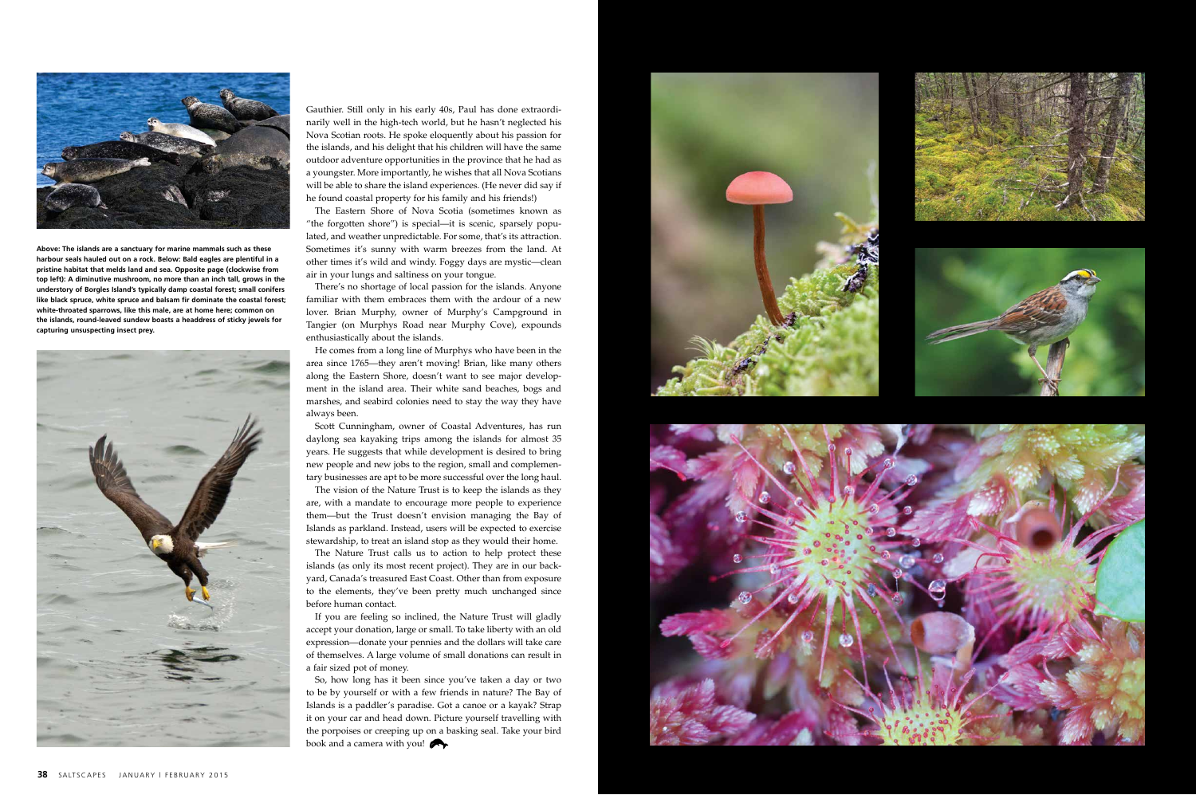**Above: The islands are a sanctuary for marine mammals such as these harbour seals hauled out on a rock. Below: Bald eagles are plentiful in a pristine habitat that melds land and sea. Opposite page (clockwise from top left): A diminutive mushroom, no more than an inch tall, grows in the understory of Borgles Island's typically damp coastal forest; small conifers like black spruce, white spruce and balsam fir dominate the coastal forest; white-throated sparrows, like this male, are at home here; common on the islands, round-leaved sundew boasts a headdress of sticky jewels for capturing unsuspecting insect prey.**

Gauthier. Still only in his early 40s, Paul has done extraordinarily well in the high-tech world, but he hasn't neglected his Nova Scotian roots. He spoke eloquently about his passion for the islands, and his delight that his children will have the same outdoor adventure opportunities in the province that he had as a youngster. More importantly, he wishes that all Nova Scotians will be able to share the island experiences. (He never did say if he found coastal property for his family and his friends!)

The Eastern Shore of Nova Scotia (sometimes known as "the forgotten shore") is special—it is scenic, sparsely populated, and weather unpredictable. For some, that's its attraction. Sometimes it's sunny with warm breezes from the land. At other times it's wild and windy. Foggy days are mystic—clean air in your lungs and saltiness on your tongue.

There's no shortage of local passion for the islands. Anyone familiar with them embraces them with the ardour of a new lover. Brian Murphy, owner of Murphy's Campground in Tangier (on Murphys Road near Murphy Cove), expounds enthusiastically about the islands.

He comes from a long line of Murphys who have been in the area since 1765—they aren't moving! Brian, like many others along the Eastern Shore, doesn't want to see major development in the island area. Their white sand beaches, bogs and marshes, and seabird colonies need to stay the way they have always been.

Scott Cunningham, owner of Coastal Adventures, has run daylong sea kayaking trips among the islands for almost 35 years. He suggests that while development is desired to bring new people and new jobs to the region, small and complementary businesses are apt to be more successful over the long haul.

The vision of the Nature Trust is to keep the islands as they are, with a mandate to encourage more people to experience them—but the Trust doesn't envision managing the Bay of Islands as parkland. Instead, users will be expected to exercise stewardship, to treat an island stop as they would their home.

The Nature Trust calls us to action to help protect these islands (as only its most recent project). They are in our backyard, Canada's treasured East Coast. Other than from exposure to the elements, they've been pretty much unchanged since before human contact.

If you are feeling so inclined, the Nature Trust will gladly accept your donation, large or small. To take liberty with an old expression—donate your pennies and the dollars will take care of themselves. A large volume of small donations can result in a fair sized pot of money.

So, how long has it been since you've taken a day or two to be by yourself or with a few friends in nature? The Bay of Islands is a paddler's paradise. Got a canoe or a kayak? Strap it on your car and head down. Picture yourself travelling with the porpoises or creeping up on a basking seal. Take your bird book and a camera with you!